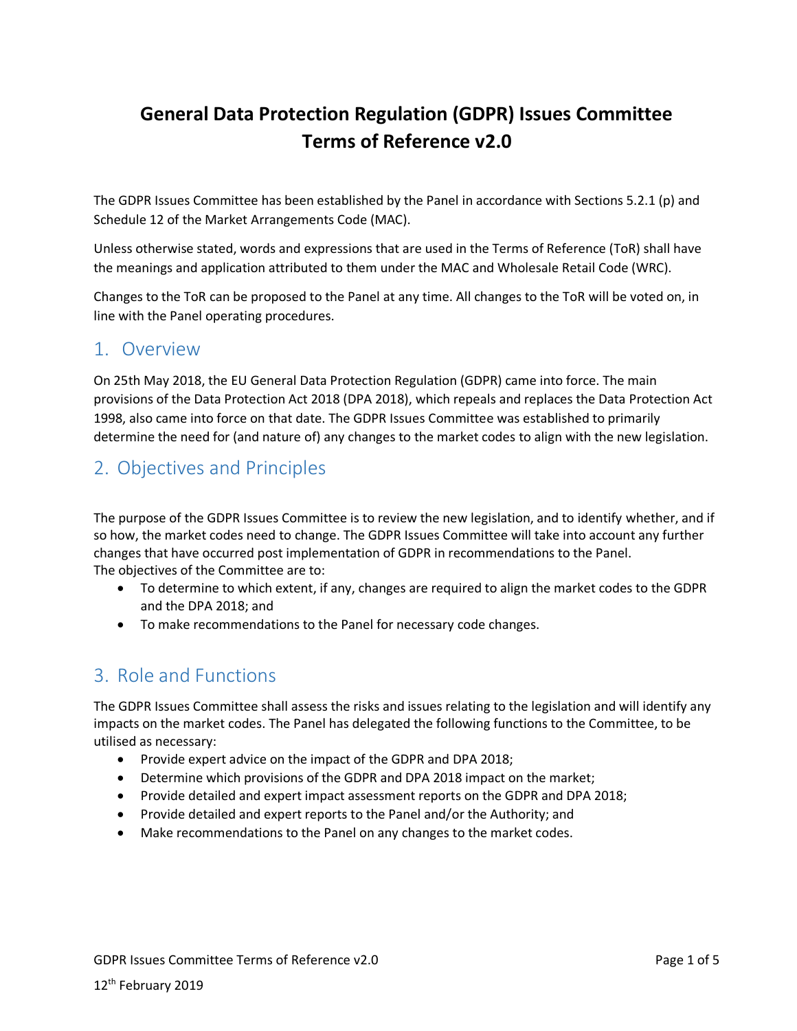# General Data Protection Regulation (GDPR) Issues Committee Terms of Reference v2.0

The GDPR Issues Committee has been established by the Panel in accordance with Sections 5.2.1 (p) and Schedule 12 of the Market Arrangements Code (MAC).

Unless otherwise stated, words and expressions that are used in the Terms of Reference (ToR) shall have the meanings and application attributed to them under the MAC and Wholesale Retail Code (WRC).

Changes to the ToR can be proposed to the Panel at any time. All changes to the ToR will be voted on, in line with the Panel operating procedures.

## 1. Overview

On 25th May 2018, the EU General Data Protection Regulation (GDPR) came into force. The main provisions of the Data Protection Act 2018 (DPA 2018), which repeals and replaces the Data Protection Act 1998, also came into force on that date. The GDPR Issues Committee was established to primarily determine the need for (and nature of) any changes to the market codes to align with the new legislation.

## 2. Objectives and Principles

The purpose of the GDPR Issues Committee is to review the new legislation, and to identify whether, and if so how, the market codes need to change. The GDPR Issues Committee will take into account any further changes that have occurred post implementation of GDPR in recommendations to the Panel.
The objectives of the Committee are to:

- To determine to which extent, if any, changes are required to align the market codes to the GDPR and the DPA 2018; and
- To make recommendations to the Panel for necessary code changes.

## 3. Role and Functions

The GDPR Issues Committee shall assess the risks and issues relating to the legislation and will identify any impacts on the market codes. The Panel has delegated the following functions to the Committee, to be utilised as necessary:

- Provide expert advice on the impact of the GDPR and DPA 2018;
- Determine which provisions of the GDPR and DPA 2018 impact on the market;
- Provide detailed and expert impact assessment reports on the GDPR and DPA 2018;
- Provide detailed and expert reports to the Panel and/or the Authority; and
- Make recommendations to the Panel on any changes to the market codes.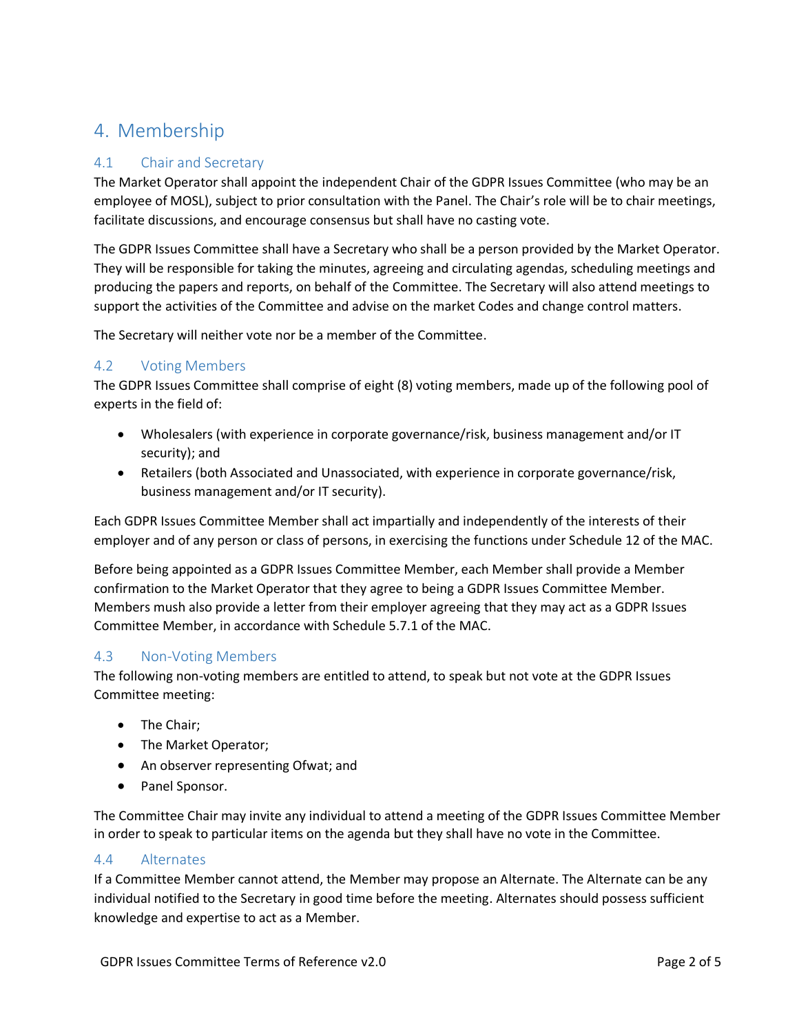# 4. Membership

## 4.1 Chair and Secretary

The Market Operator shall appoint the independent Chair of the GDPR Issues Committee (who may be an employee of MOSL), subject to prior consultation with the Panel. The Chair's role will be to chair meetings, facilitate discussions, and encourage consensus but shall have no casting vote.

The GDPR Issues Committee shall have a Secretary who shall be a person provided by the Market Operator. They will be responsible for taking the minutes, agreeing and circulating agendas, scheduling meetings and producing the papers and reports, on behalf of the Committee. The Secretary will also attend meetings to support the activities of the Committee and advise on the market Codes and change control matters.

The Secretary will neither vote nor be a member of the Committee.

## 4.2 Voting Members

The GDPR Issues Committee shall comprise of eight (8) voting members, made up of the following pool of experts in the field of:

- Wholesalers (with experience in corporate governance/risk, business management and/or IT security); and
- Retailers (both Associated and Unassociated, with experience in corporate governance/risk, business management and/or IT security).

Each GDPR Issues Committee Member shall act impartially and independently of the interests of their employer and of any person or class of persons, in exercising the functions under Schedule 12 of the MAC.

Before being appointed as a GDPR Issues Committee Member, each Member shall provide a Member confirmation to the Market Operator that they agree to being a GDPR Issues Committee Member. Members mush also provide a letter from their employer agreeing that they may act as a GDPR Issues Committee Member, in accordance with Schedule 5.7.1 of the MAC.

## 4.3 Non-Voting Members

The following non-voting members are entitled to attend, to speak but not vote at the GDPR Issues Committee meeting:

- The Chair;
- The Market Operator;
- An observer representing Ofwat; and
- Panel Sponsor.

The Committee Chair may invite any individual to attend a meeting of the GDPR Issues Committee Member in order to speak to particular items on the agenda but they shall have no vote in the Committee.

## 4.4 Alternates

If a Committee Member cannot attend, the Member may propose an Alternate. The Alternate can be any individual notified to the Secretary in good time before the meeting. Alternates should possess sufficient knowledge and expertise to act as a Member.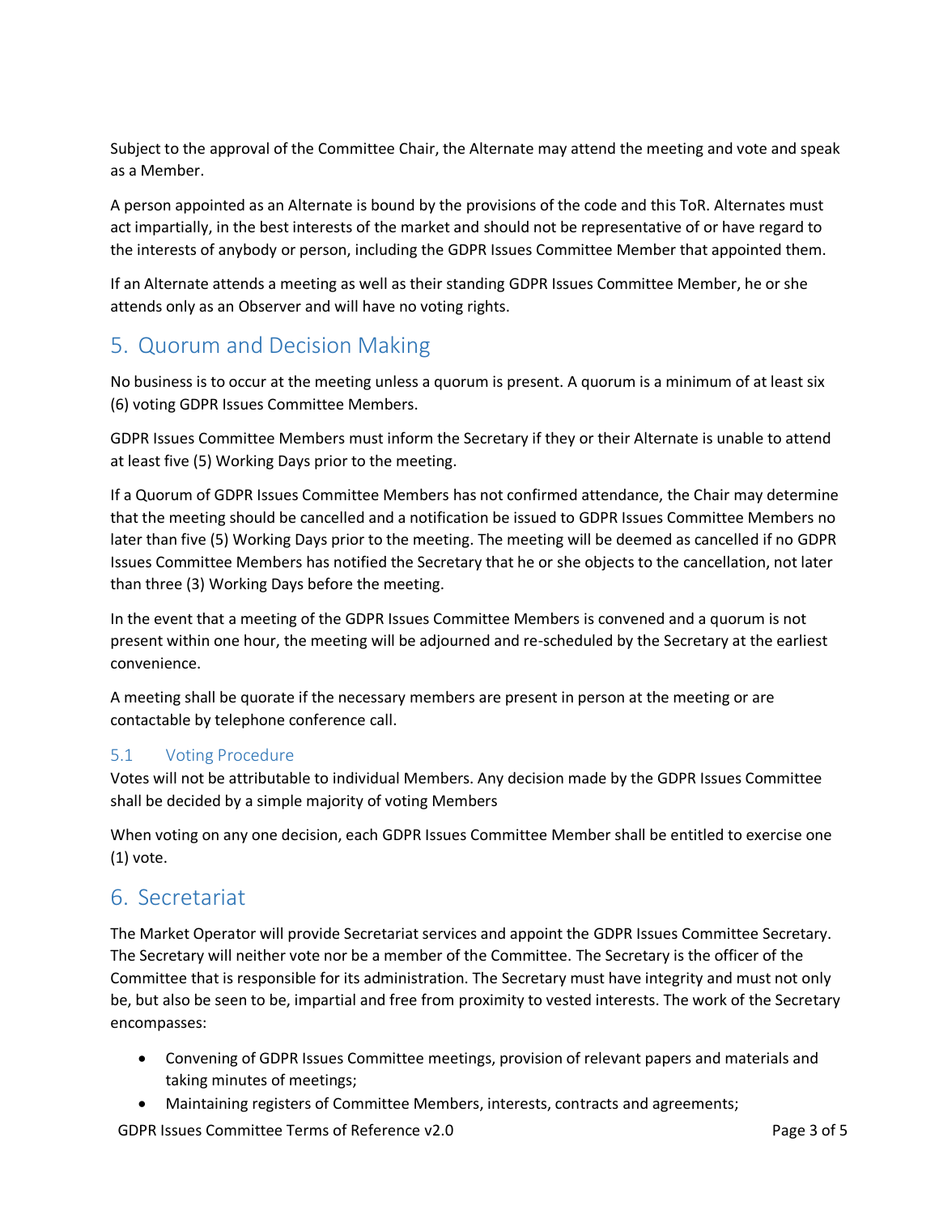Subject to the approval of the Committee Chair, the Alternate may attend the meeting and vote and speak as a Member.

A person appointed as an Alternate is bound by the provisions of the code and this ToR. Alternates must act impartially, in the best interests of the market and should not be representative of or have regard to the interests of anybody or person, including the GDPR Issues Committee Member that appointed them.

If an Alternate attends a meeting as well as their standing GDPR Issues Committee Member, he or she attends only as an Observer and will have no voting rights.

# 5. Quorum and Decision Making

No business is to occur at the meeting unless a quorum is present. A quorum is a minimum of at least six (6) voting GDPR Issues Committee Members.

GDPR Issues Committee Members must inform the Secretary if they or their Alternate is unable to attend at least five (5) Working Days prior to the meeting.

If a Quorum of GDPR Issues Committee Members has not confirmed attendance, the Chair may determine that the meeting should be cancelled and a notification be issued to GDPR Issues Committee Members no later than five (5) Working Days prior to the meeting. The meeting will be deemed as cancelled if no GDPR Issues Committee Members has notified the Secretary that he or she objects to the cancellation, not later than three (3) Working Days before the meeting.

In the event that a meeting of the GDPR Issues Committee Members is convened and a quorum is not present within one hour, the meeting will be adjourned and re-scheduled by the Secretary at the earliest convenience.

A meeting shall be quorate if the necessary members are present in person at the meeting or are contactable by telephone conference call.

## 5.1 Voting Procedure

Votes will not be attributable to individual Members. Any decision made by the GDPR Issues Committee shall be decided by a simple majority of voting Members

When voting on any one decision, each GDPR Issues Committee Member shall be entitled to exercise one (1) vote.

# 6. Secretariat

The Market Operator will provide Secretariat services and appoint the GDPR Issues Committee Secretary. The Secretary will neither vote nor be a member of the Committee. The Secretary is the officer of the Committee that is responsible for its administration. The Secretary must have integrity and must not only be, but also be seen to be, impartial and free from proximity to vested interests. The work of the Secretary encompasses:

- Convening of GDPR Issues Committee meetings, provision of relevant papers and materials and taking minutes of meetings;
- Maintaining registers of Committee Members, interests, contracts and agreements;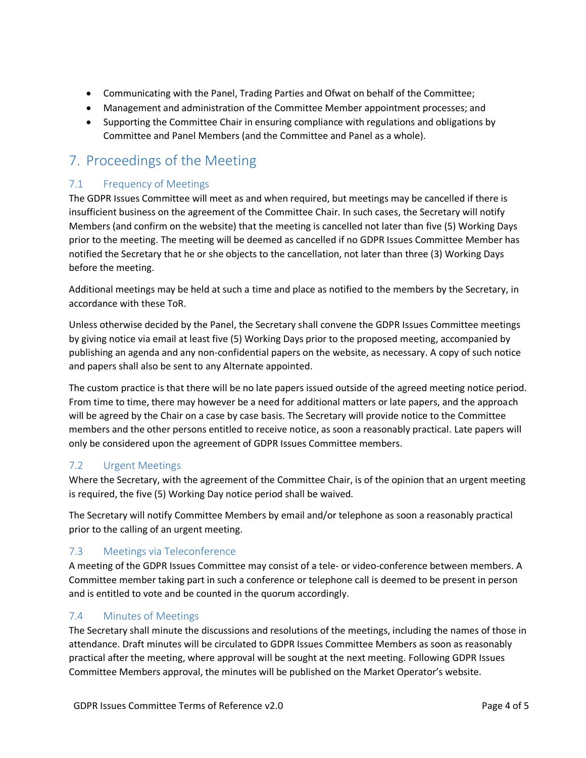- Communicating with the Panel, Trading Parties and Ofwat on behalf of the Committee;
- Management and administration of the Committee Member appointment processes; and
- Supporting the Committee Chair in ensuring compliance with regulations and obligations by Committee and Panel Members (and the Committee and Panel as a whole).

# 7. Proceedings of the Meeting

## 7.1 Frequency of Meetings

The GDPR Issues Committee will meet as and when required, but meetings may be cancelled if there is insufficient business on the agreement of the Committee Chair. In such cases, the Secretary will notify Members (and confirm on the website) that the meeting is cancelled not later than five (5) Working Days prior to the meeting. The meeting will be deemed as cancelled if no GDPR Issues Committee Member has notified the Secretary that he or she objects to the cancellation, not later than three (3) Working Days before the meeting.

Additional meetings may be held at such a time and place as notified to the members by the Secretary, in accordance with these ToR.

Unless otherwise decided by the Panel, the Secretary shall convene the GDPR Issues Committee meetings by giving notice via email at least five (5) Working Days prior to the proposed meeting, accompanied by publishing an agenda and any non-confidential papers on the website, as necessary. A copy of such notice and papers shall also be sent to any Alternate appointed.

The custom practice is that there will be no late papers issued outside of the agreed meeting notice period. From time to time, there may however be a need for additional matters or late papers, and the approach will be agreed by the Chair on a case by case basis. The Secretary will provide notice to the Committee members and the other persons entitled to receive notice, as soon a reasonably practical. Late papers will only be considered upon the agreement of GDPR Issues Committee members.

## 7.2 Urgent Meetings

Where the Secretary, with the agreement of the Committee Chair, is of the opinion that an urgent meeting is required, the five (5) Working Day notice period shall be waived.

The Secretary will notify Committee Members by email and/or telephone as soon a reasonably practical prior to the calling of an urgent meeting.

## 7.3 Meetings via Teleconference

A meeting of the GDPR Issues Committee may consist of a tele- or video-conference between members. A Committee member taking part in such a conference or telephone call is deemed to be present in person and is entitled to vote and be counted in the quorum accordingly.

## 7.4 Minutes of Meetings

The Secretary shall minute the discussions and resolutions of the meetings, including the names of those in attendance. Draft minutes will be circulated to GDPR Issues Committee Members as soon as reasonably practical after the meeting, where approval will be sought at the next meeting. Following GDPR Issues Committee Members approval, the minutes will be published on the Market Operator's website.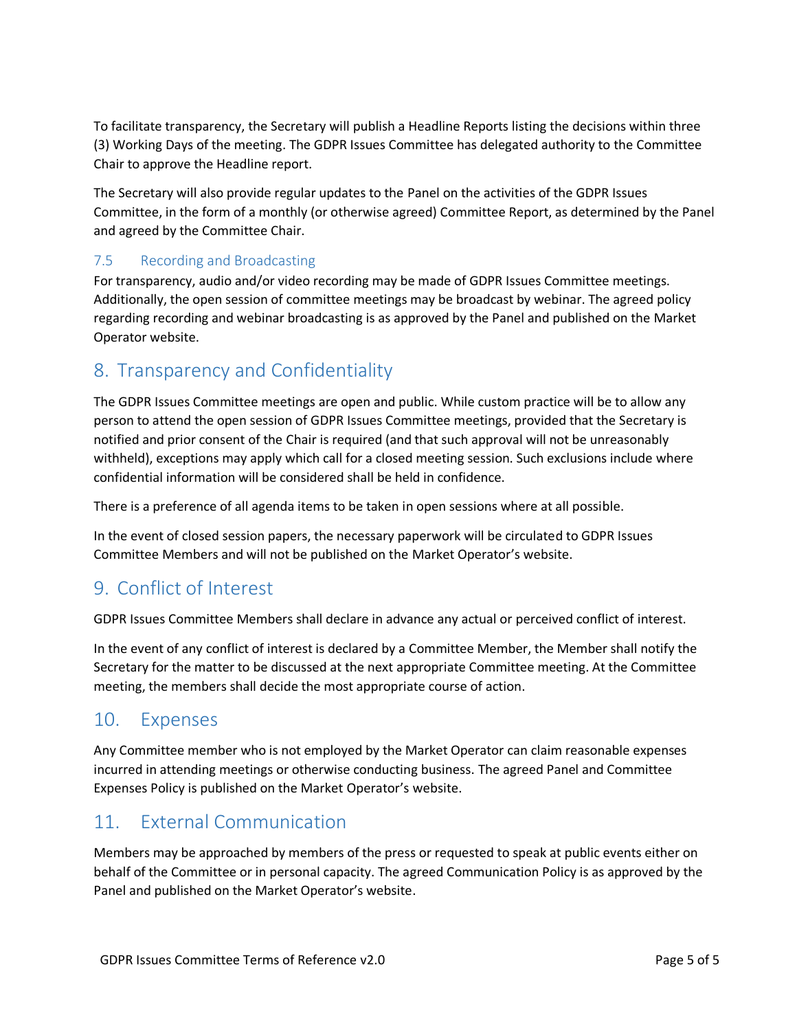To facilitate transparency, the Secretary will publish a Headline Reports listing the decisions within three (3) Working Days of the meeting. The GDPR Issues Committee has delegated authority to the Committee Chair to approve the Headline report.

The Secretary will also provide regular updates to the Panel on the activities of the GDPR Issues Committee, in the form of a monthly (or otherwise agreed) Committee Report, as determined by the Panel and agreed by the Committee Chair.

### 7.5 Recording and Broadcasting

For transparency, audio and/or video recording may be made of GDPR Issues Committee meetings. Additionally, the open session of committee meetings may be broadcast by webinar. The agreed policy regarding recording and webinar broadcasting is as approved by the Panel and published on the Market Operator website.

## 8. Transparency and Confidentiality

The GDPR Issues Committee meetings are open and public. While custom practice will be to allow any person to attend the open session of GDPR Issues Committee meetings, provided that the Secretary is notified and prior consent of the Chair is required (and that such approval will not be unreasonably withheld), exceptions may apply which call for a closed meeting session. Such exclusions include where confidential information will be considered shall be held in confidence.

There is a preference of all agenda items to be taken in open sessions where at all possible.

In the event of closed session papers, the necessary paperwork will be circulated to GDPR Issues Committee Members and will not be published on the Market Operator's website.

## 9. Conflict of Interest

GDPR Issues Committee Members shall declare in advance any actual or perceived conflict of interest.

In the event of any conflict of interest is declared by a Committee Member, the Member shall notify the Secretary for the matter to be discussed at the next appropriate Committee meeting. At the Committee meeting, the members shall decide the most appropriate course of action.

## 10. Expenses

Any Committee member who is not employed by the Market Operator can claim reasonable expenses incurred in attending meetings or otherwise conducting business. The agreed Panel and Committee Expenses Policy is published on the Market Operator's website.

## 11. External Communication

Members may be approached by members of the press or requested to speak at public events either on behalf of the Committee or in personal capacity. The agreed Communication Policy is as approved by the Panel and published on the Market Operator's website.